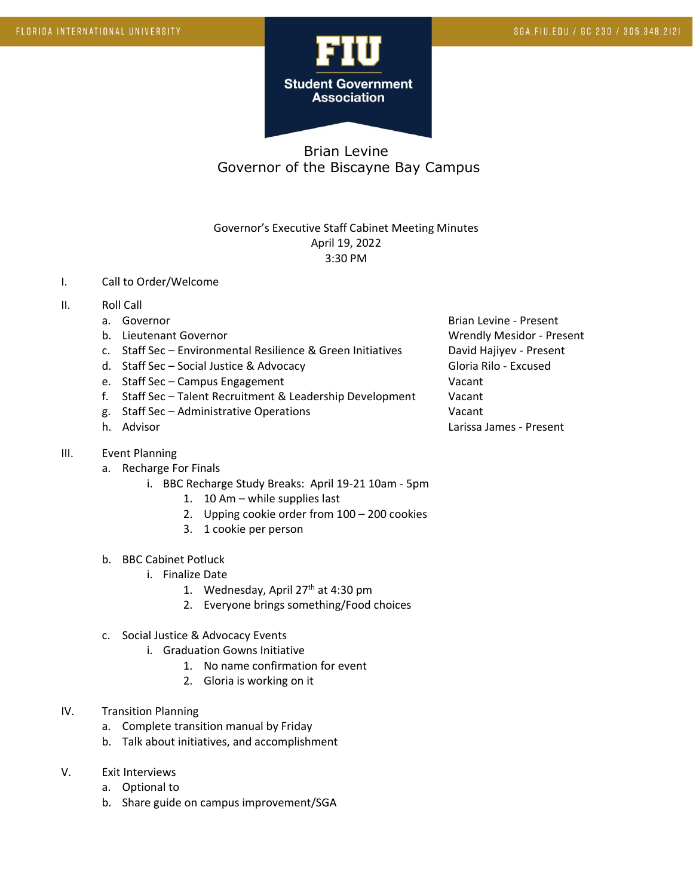FLORIDA INTERNATIONAL UNIVERSITY

SGA.FIU.EDU / GC 230 / 305.348.2121

**FIU Student Government Association**

# Brian Levine
## Governor of the Biscayne Bay Campus

Governor's Executive Staff Cabinet Meeting Minutes
April 19, 2022
3:30 PM

I. Call to Order/Welcome

II. Roll Call

| | |
|---|---|
| a. Governor | Brian Levine - Present |
| b. Lieutenant Governor | Wrendly Mesidor - Present |
| c. Staff Sec – Environmental Resilience & Green Initiatives | David Hajiyev - Present |
| d. Staff Sec – Social Justice & Advocacy | Gloria Rilo - Excused |
| e. Staff Sec – Campus Engagement | Vacant |
| f. Staff Sec – Talent Recruitment & Leadership Development | Vacant |
| g. Staff Sec – Administrative Operations | Vacant |
| h. Advisor | Larissa James - Present |

III. Event Planning
   a. Recharge For Finals
      i. BBC Recharge Study Breaks: April 19-21 10am - 5pm
         1. 10 Am – while supplies last
         2. Upping cookie order from 100 – 200 cookies
         3. 1 cookie per person
   b. BBC Cabinet Potluck
      i. Finalize Date
         1. Wednesday, April 27th at 4:30 pm
         2. Everyone brings something/Food choices
   c. Social Justice & Advocacy Events
      i. Graduation Gowns Initiative
         1. No name confirmation for event
         2. Gloria is working on it

IV. Transition Planning
   a. Complete transition manual by Friday
   b. Talk about initiatives, and accomplishment

V. Exit Interviews
   a. Optional to
   b. Share guide on campus improvement/SGA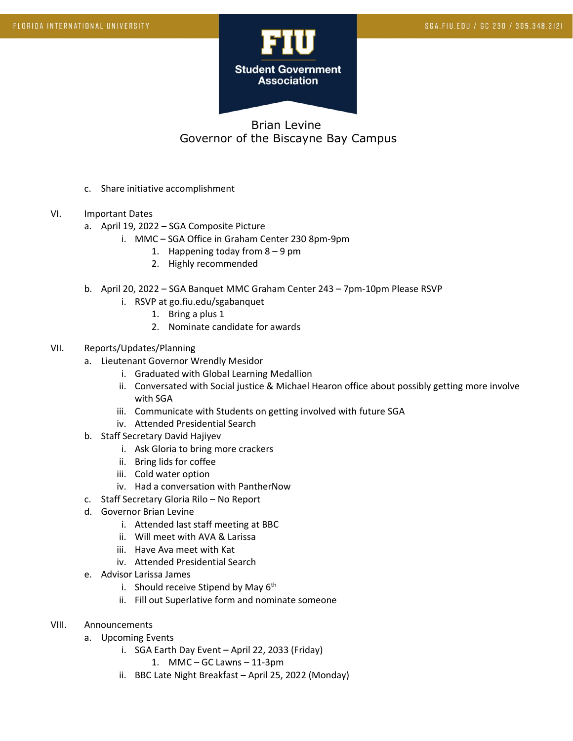Brian Levine
Governor of the Biscayne Bay Campus

c. Share initiative accomplishment

VI. Important Dates
  a. April 19, 2022 – SGA Composite Picture
    i. MMC – SGA Office in Graham Center 230 8pm-9pm
      1. Happening today from 8 – 9 pm
      2. Highly recommended
  b. April 20, 2022 – SGA Banquet MMC Graham Center 243 – 7pm-10pm Please RSVP
    i. RSVP at go.fiu.edu/sgabanquet
      1. Bring a plus 1
      2. Nominate candidate for awards

VII. Reports/Updates/Planning
  a. Lieutenant Governor Wrendly Mesidor
    i. Graduated with Global Learning Medallion
    ii. Conversated with Social justice & Michael Hearon office about possibly getting more involve with SGA
    iii. Communicate with Students on getting involved with future SGA
    iv. Attended Presidential Search
  b. Staff Secretary David Hajiyev
    i. Ask Gloria to bring more crackers
    ii. Bring lids for coffee
    iii. Cold water option
    iv. Had a conversation with PantherNow
  c. Staff Secretary Gloria Rilo – No Report
  d. Governor Brian Levine
    i. Attended last staff meeting at BBC
    ii. Will meet with AVA & Larissa
    iii. Have Ava meet with Kat
    iv. Attended Presidential Search
  e. Advisor Larissa James
    i. Should receive Stipend by May 6th
    ii. Fill out Superlative form and nominate someone

VIII. Announcements
  a. Upcoming Events
    i. SGA Earth Day Event – April 22, 2033 (Friday)
      1. MMC – GC Lawns – 11-3pm
    ii. BBC Late Night Breakfast – April 25, 2022 (Monday)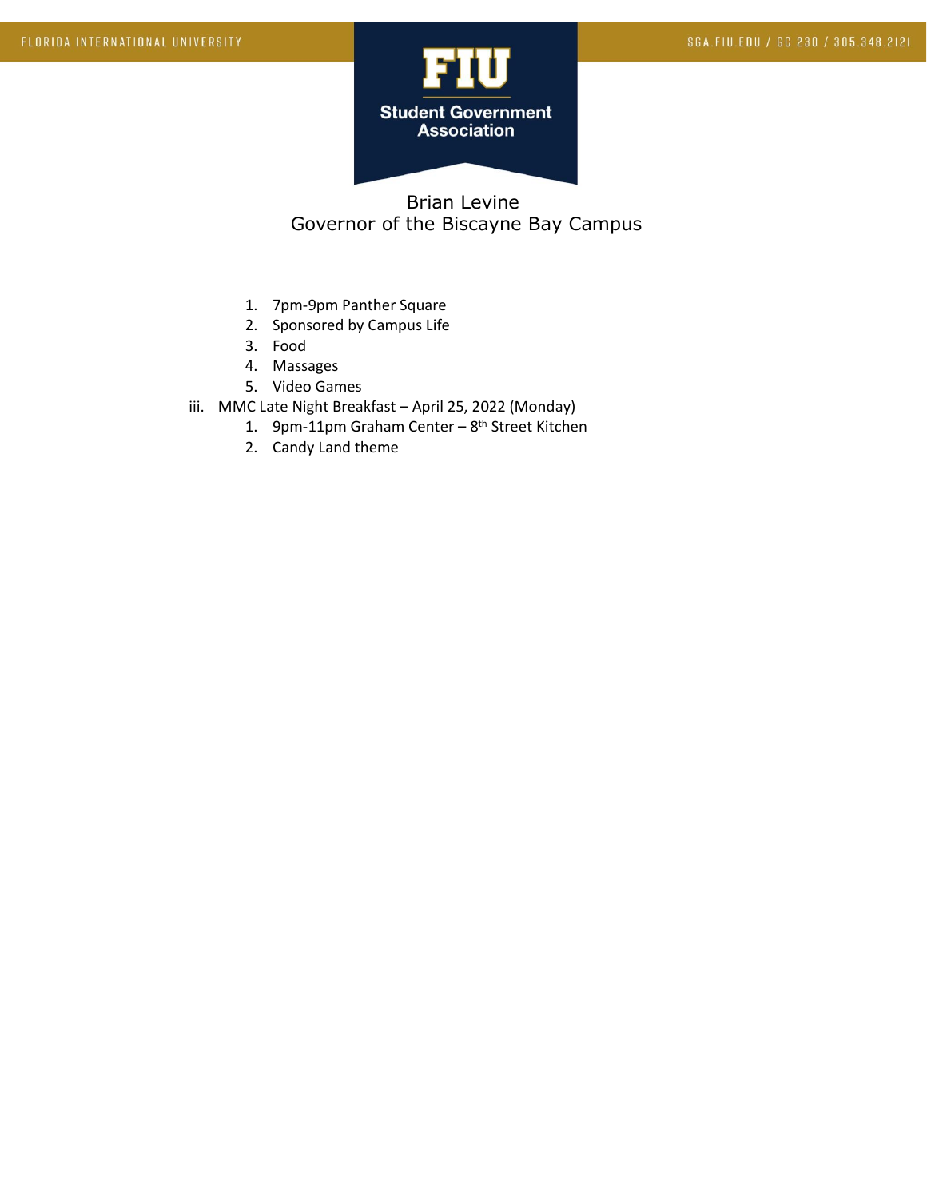Brian Levine
Governor of the Biscayne Bay Campus

1. 7pm-9pm Panther Square
2. Sponsored by Campus Life
3. Food
4. Massages
5. Video Games

iii. MMC Late Night Breakfast – April 25, 2022 (Monday)

1. 9pm-11pm Graham Center – 8th Street Kitchen
2. Candy Land theme